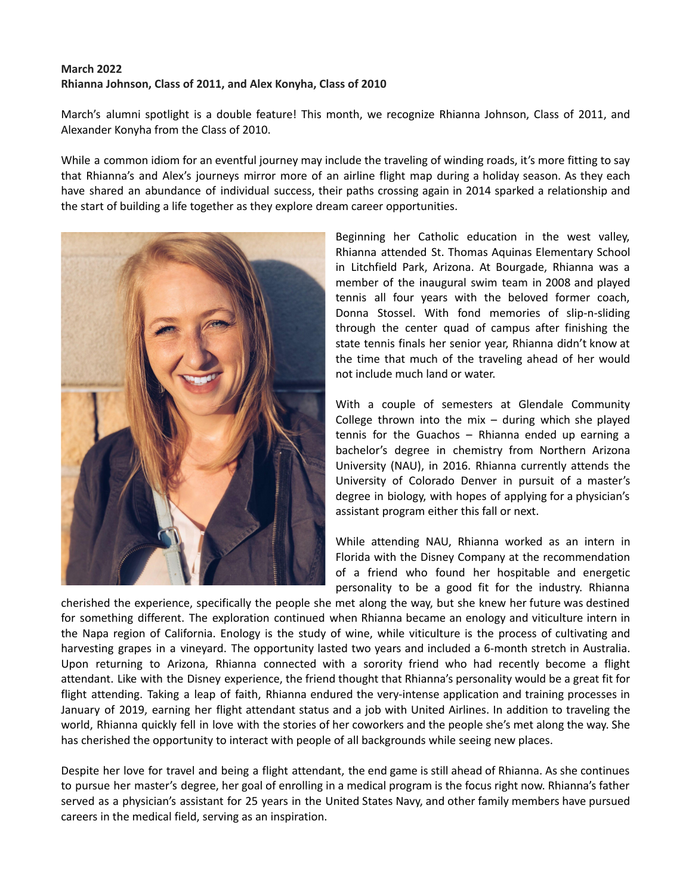**March 2022**
**Rhianna Johnson, Class of 2011, and Alex Konyha, Class of 2010**

March's alumni spotlight is a double feature! This month, we recognize Rhianna Johnson, Class of 2011, and Alexander Konyha from the Class of 2010.

While a common idiom for an eventful journey may include the traveling of winding roads, it's more fitting to say that Rhianna's and Alex's journeys mirror more of an airline flight map during a holiday season. As they each have shared an abundance of individual success, their paths crossing again in 2014 sparked a relationship and the start of building a life together as they explore dream career opportunities.

Beginning her Catholic education in the west valley, Rhianna attended St. Thomas Aquinas Elementary School in Litchfield Park, Arizona. At Bourgade, Rhianna was a member of the inaugural swim team in 2008 and played tennis all four years with the beloved former coach, Donna Stossel. With fond memories of slip-n-sliding through the center quad of campus after finishing the state tennis finals her senior year, Rhianna didn't know at the time that much of the traveling ahead of her would not include much land or water.

With a couple of semesters at Glendale Community College thrown into the mix – during which she played tennis for the Guachos – Rhianna ended up earning a bachelor's degree in chemistry from Northern Arizona University (NAU), in 2016. Rhianna currently attends the University of Colorado Denver in pursuit of a master's degree in biology, with hopes of applying for a physician's assistant program either this fall or next.

While attending NAU, Rhianna worked as an intern in Florida with the Disney Company at the recommendation of a friend who found her hospitable and energetic personality to be a good fit for the industry. Rhianna cherished the experience, specifically the people she met along the way, but she knew her future was destined for something different. The exploration continued when Rhianna became an enology and viticulture intern in the Napa region of California. Enology is the study of wine, while viticulture is the process of cultivating and harvesting grapes in a vineyard. The opportunity lasted two years and included a 6-month stretch in Australia. Upon returning to Arizona, Rhianna connected with a sorority friend who had recently become a flight attendant. Like with the Disney experience, the friend thought that Rhianna's personality would be a great fit for flight attending. Taking a leap of faith, Rhianna endured the very-intense application and training processes in January of 2019, earning her flight attendant status and a job with United Airlines. In addition to traveling the world, Rhianna quickly fell in love with the stories of her coworkers and the people she's met along the way. She has cherished the opportunity to interact with people of all backgrounds while seeing new places.

Despite her love for travel and being a flight attendant, the end game is still ahead of Rhianna. As she continues to pursue her master's degree, her goal of enrolling in a medical program is the focus right now. Rhianna's father served as a physician's assistant for 25 years in the United States Navy, and other family members have pursued careers in the medical field, serving as an inspiration.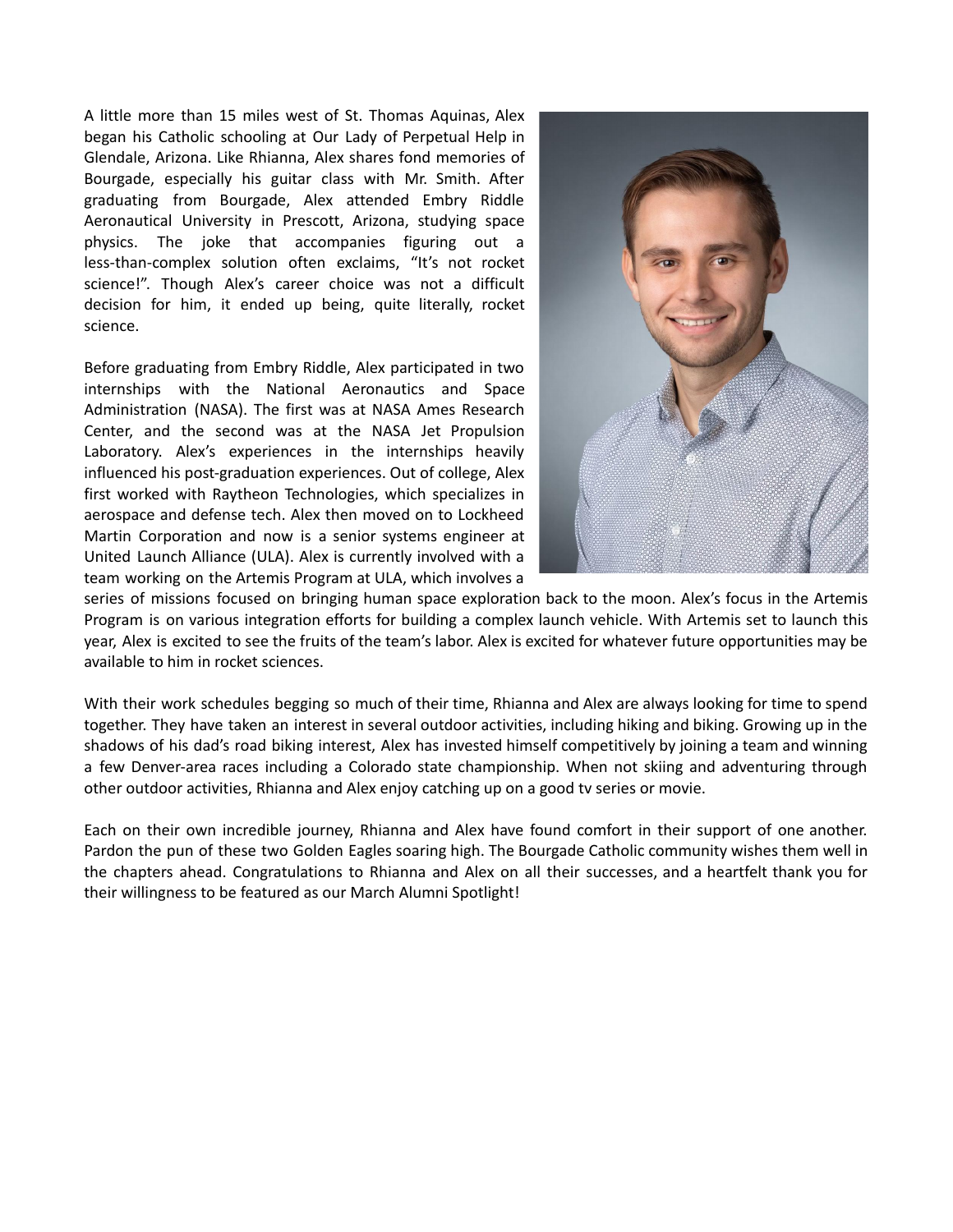A little more than 15 miles west of St. Thomas Aquinas, Alex began his Catholic schooling at Our Lady of Perpetual Help in Glendale, Arizona. Like Rhianna, Alex shares fond memories of Bourgade, especially his guitar class with Mr. Smith. After graduating from Bourgade, Alex attended Embry Riddle Aeronautical University in Prescott, Arizona, studying space physics. The joke that accompanies figuring out a less-than-complex solution often exclaims, "It's not rocket science!". Though Alex's career choice was not a difficult decision for him, it ended up being, quite literally, rocket science.

Before graduating from Embry Riddle, Alex participated in two internships with the National Aeronautics and Space Administration (NASA). The first was at NASA Ames Research Center, and the second was at the NASA Jet Propulsion Laboratory. Alex's experiences in the internships heavily influenced his post-graduation experiences. Out of college, Alex first worked with Raytheon Technologies, which specializes in aerospace and defense tech. Alex then moved on to Lockheed Martin Corporation and now is a senior systems engineer at United Launch Alliance (ULA). Alex is currently involved with a team working on the Artemis Program at ULA, which involves a series of missions focused on bringing human space exploration back to the moon. Alex's focus in the Artemis Program is on various integration efforts for building a complex launch vehicle. With Artemis set to launch this year, Alex is excited to see the fruits of the team's labor. Alex is excited for whatever future opportunities may be available to him in rocket sciences.

With their work schedules begging so much of their time, Rhianna and Alex are always looking for time to spend together. They have taken an interest in several outdoor activities, including hiking and biking. Growing up in the shadows of his dad's road biking interest, Alex has invested himself competitively by joining a team and winning a few Denver-area races including a Colorado state championship. When not skiing and adventuring through other outdoor activities, Rhianna and Alex enjoy catching up on a good tv series or movie.

Each on their own incredible journey, Rhianna and Alex have found comfort in their support of one another. Pardon the pun of these two Golden Eagles soaring high. The Bourgade Catholic community wishes them well in the chapters ahead. Congratulations to Rhianna and Alex on all their successes, and a heartfelt thank you for their willingness to be featured as our March Alumni Spotlight!